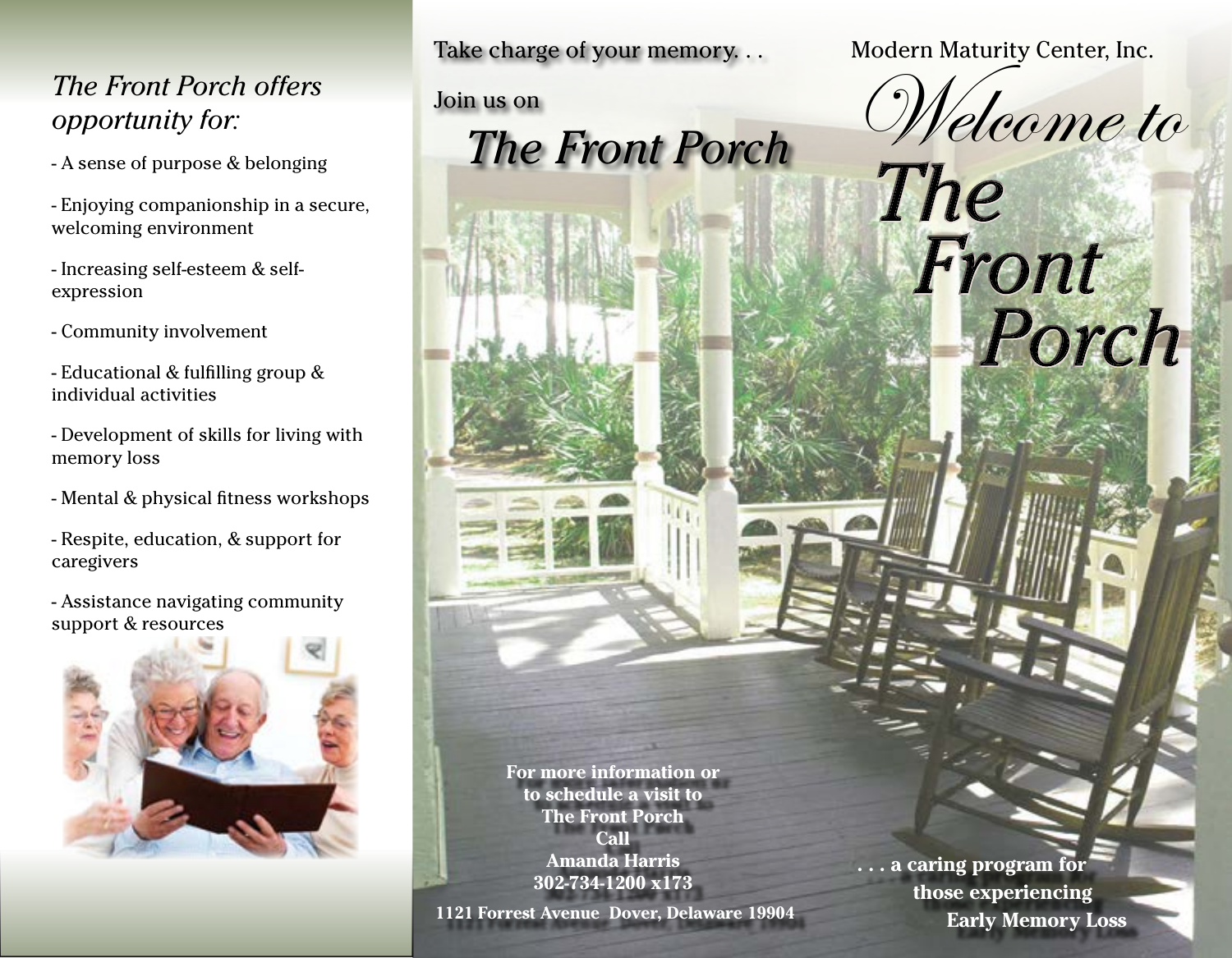*The Front Porch offers opportunity for:*

- A sense of purpose & belonging
- Enjoying companionship in a secure, welcoming environment
- Increasing self-esteem & self-expression
- Community involvement
- Educational & fulfilling group & individual activities
- Development of skills for living with memory loss
- Mental & physical fitness workshops
- Respite, education, & support for caregivers
- Assistance navigating community support & resources

Take charge of your memory. . .

Join us on

## *The Front Porch*

**For more information or to schedule a visit to The Front Porch Call Amanda Harris 302-734-1200 x173**

**1121 Forrest Avenue Dover, Delaware 19904**

Modern Maturity Center, Inc.

# *Welcome to The Front Porch*

**. . . a caring program for those experiencing Early Memory Loss**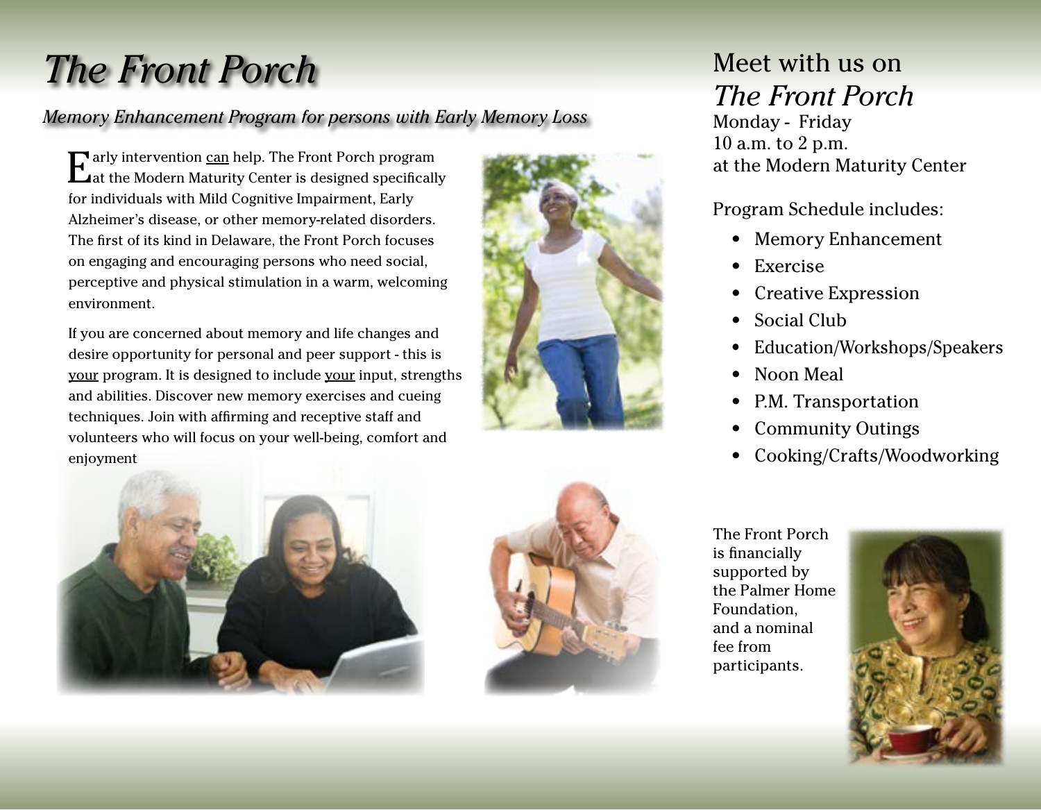# *The Front Porch*

*Memory Enhancement Program for persons with Early Memory Loss*

Early intervention can help. The Front Porch program at the Modern Maturity Center is designed specifically for individuals with Mild Cognitive Impairment, Early Alzheimer's disease, or other memory-related disorders. The first of its kind in Delaware, the Front Porch focuses on engaging and encouraging persons who need social, perceptive and physical stimulation in a warm, welcoming environment.

If you are concerned about memory and life changes and desire opportunity for personal and peer support - this is your program. It is designed to include your input, strengths and abilities. Discover new memory exercises and cueing techniques. Join with affirming and receptive staff and volunteers who will focus on your well-being, comfort and enjoyment

## Meet with us on *The Front Porch*

Monday - Friday
10 a.m. to 2 p.m.
at the Modern Maturity Center

Program Schedule includes:

- Memory Enhancement
- Exercise
- Creative Expression
- Social Club
- Education/Workshops/Speakers
- Noon Meal
- P.M. Transportation
- Community Outings
- Cooking/Crafts/Woodworking

The Front Porch is financially supported by the Palmer Home Foundation, and a nominal fee from participants.